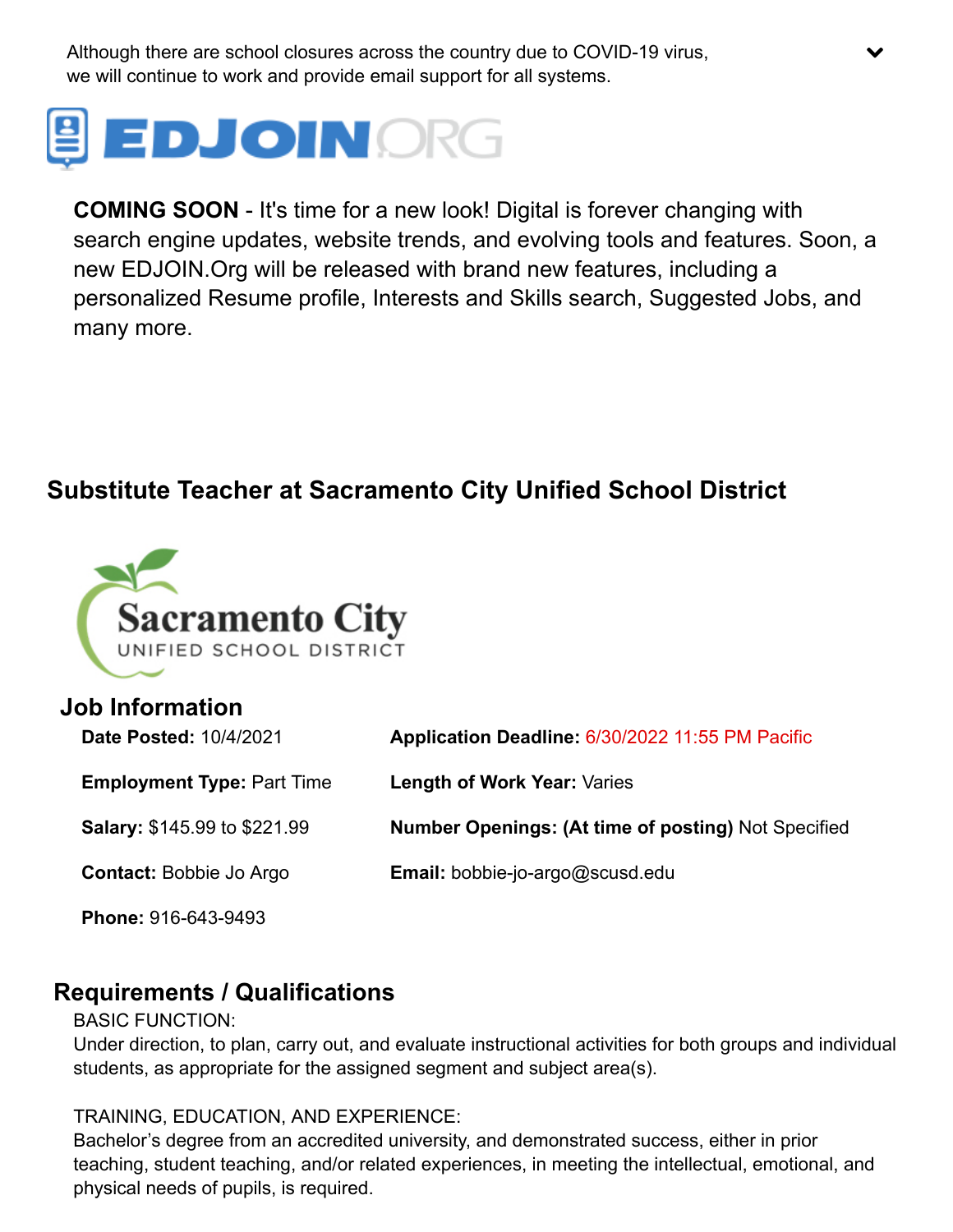Although there are school closures across the country due to COVID-19 virus, we will continue to work and provide email support for all systems.

**COMING SOON** - It's time for a new look! Digital is forever changing with search engine updates, website trends, and evolving tools and features. Soon, a new EDJOIN.Org will be released with brand new features, including a personalized Resume profile, Interests and Skills search, Suggested Jobs, and many more.

## Substitute Teacher at Sacramento City Unified School District

### Job Information

**Date Posted:** 10/4/2021

**Application Deadline:** 6/30/2022 11:55 PM Pacific

**Employment Type:** Part Time

**Length of Work Year:** Varies

**Salary:** $145.99 to $221.99

**Number Openings: (At time of posting)** Not Specified

**Contact:** Bobbie Jo Argo

**Email:** bobbie-jo-argo@scusd.edu

**Phone:** 916-643-9493

### Requirements / Qualifications

BASIC FUNCTION:
Under direction, to plan, carry out, and evaluate instructional activities for both groups and individual students, as appropriate for the assigned segment and subject area(s).

TRAINING, EDUCATION, AND EXPERIENCE:
Bachelor's degree from an accredited university, and demonstrated success, either in prior teaching, student teaching, and/or related experiences, in meeting the intellectual, emotional, and physical needs of pupils, is required.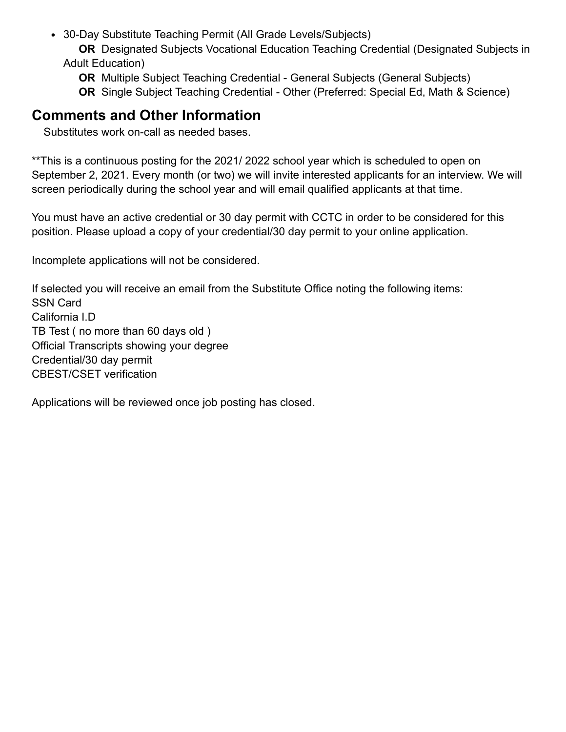- 30-Day Substitute Teaching Permit (All Grade Levels/Subjects)
  **OR** Designated Subjects Vocational Education Teaching Credential (Designated Subjects in Adult Education)
  **OR** Multiple Subject Teaching Credential - General Subjects (General Subjects)
  **OR** Single Subject Teaching Credential - Other (Preferred: Special Ed, Math & Science)

## Comments and Other Information

Substitutes work on-call as needed bases.

**This is a continuous posting for the 2021/ 2022 school year which is scheduled to open on September 2, 2021. Every month (or two) we will invite interested applicants for an interview. We will screen periodically during the school year and will email qualified applicants at that time.

You must have an active credential or 30 day permit with CCTC in order to be considered for this position. Please upload a copy of your credential/30 day permit to your online application.

Incomplete applications will not be considered.

If selected you will receive an email from the Substitute Office noting the following items:
SSN Card
California I.D
TB Test ( no more than 60 days old )
Official Transcripts showing your degree
Credential/30 day permit
CBEST/CSET verification

Applications will be reviewed once job posting has closed.